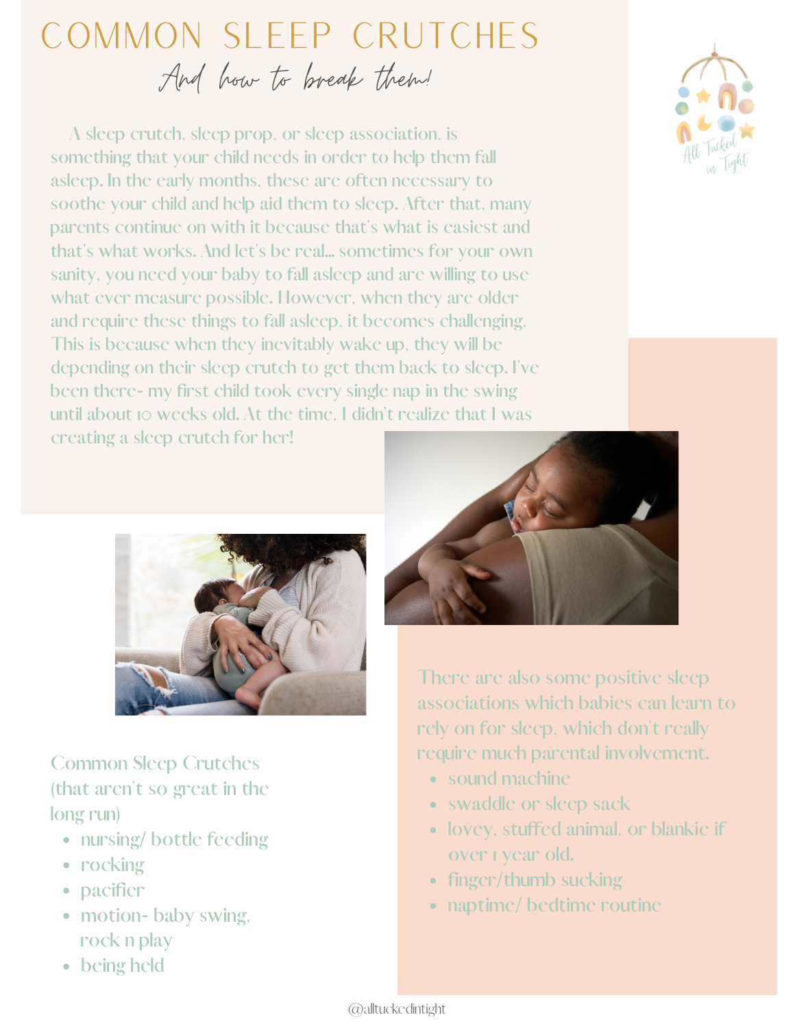# COMMON SLEEP CRUTCHES

*And how to break them!*

A sleep crutch, sleep prop, or sleep association, is something that your child needs in order to help them fall asleep. In the early months, these are often necessary to soothe your child and help aid them to sleep. After that, many parents continue on with it because that's what is easiest and that's what works. And let's be real... sometimes for your own sanity, you need your baby to fall asleep and are willing to use what ever measure possible. However, when they are older and require these things to fall asleep, it becomes challenging. This is because when they inevitably wake up, they will be depending on their sleep crutch to get them back to sleep. I've been there- my first child took every single nap in the swing until about 10 weeks old. At the time, I didn't realize that I was creating a sleep crutch for her!

Common Sleep Crutches (that aren't so great in the long run)

- nursing/ bottle feeding
- rocking
- pacifier
- motion- baby swing, rock n play
- being held

There are also some positive sleep associations which babies can learn to rely on for sleep, which don't really require much parental involvement.

- sound machine
- swaddle or sleep sack
- lovey, stuffed animal, or blankie if over 1 year old.
- finger/thumb sucking
- naptime/ bedtime routine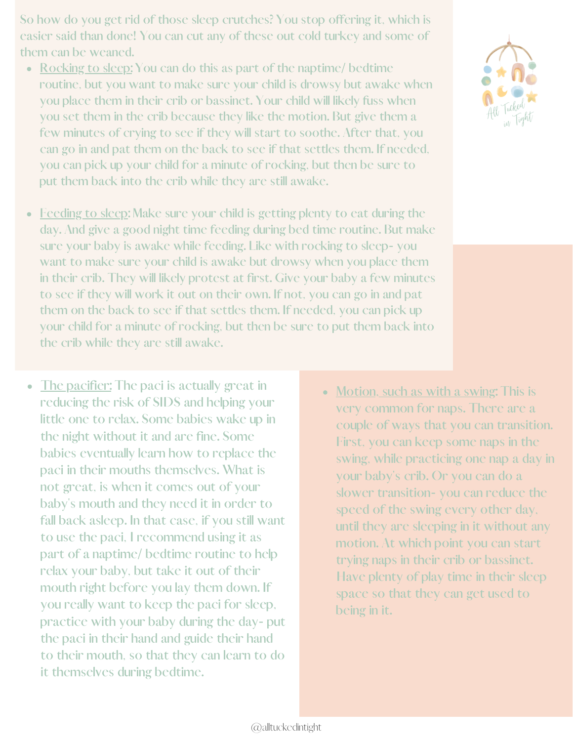So how do you get rid of those sleep crutches? You stop offering it, which is easier said than done! You can cut any of these out cold turkey and some of them can be weaned.

- Rocking to sleep: You can do this as part of the naptime/ bedtime routine, but you want to make sure your child is drowsy but awake when you place them in their crib or bassinet. Your child will likely fuss when you set them in the crib because they like the motion. But give them a few minutes of crying to see if they will start to soothe. After that, you can go in and pat them on the back to see if that settles them. If needed, you can pick up your child for a minute of rocking, but then be sure to put them back into the crib while they are still awake.

- Feeding to sleep: Make sure your child is getting plenty to eat during the day. And give a good night time feeding during bed time routine. But make sure your baby is awake while feeding. Like with rocking to sleep- you want to make sure your child is awake but drowsy when you place them in their crib. They will likely protest at first. Give your baby a few minutes to see if they will work it out on their own. If not, you can go in and pat them on the back to see if that settles them. If needed, you can pick up your child for a minute of rocking, but then be sure to put them back into the crib while they are still awake.

- The pacifier: The paci is actually great in reducing the risk of SIDS and helping your little one to relax. Some babies wake up in the night without it and are fine. Some babies eventually learn how to replace the paci in their mouths themselves. What is not great, is when it comes out of your baby's mouth and they need it in order to fall back asleep. In that case, if you still want to use the paci, I recommend using it as part of a naptime/ bedtime routine to help relax your baby, but take it out of their mouth right before you lay them down. If you really want to keep the paci for sleep, practice with your baby during the day- put the paci in their hand and guide their hand to their mouth, so that they can learn to do it themselves during bedtime.

- Motion, such as with a swing: This is very common for naps. There are a couple of ways that you can transition. First, you can keep some naps in the swing, while practicing one nap a day in your baby's crib. Or you can do a slower transition- you can reduce the speed of the swing every other day, until they are sleeping in it without any motion. At which point you can start trying naps in their crib or bassinet. Have plenty of play time in their sleep space so that they can get used to being in it.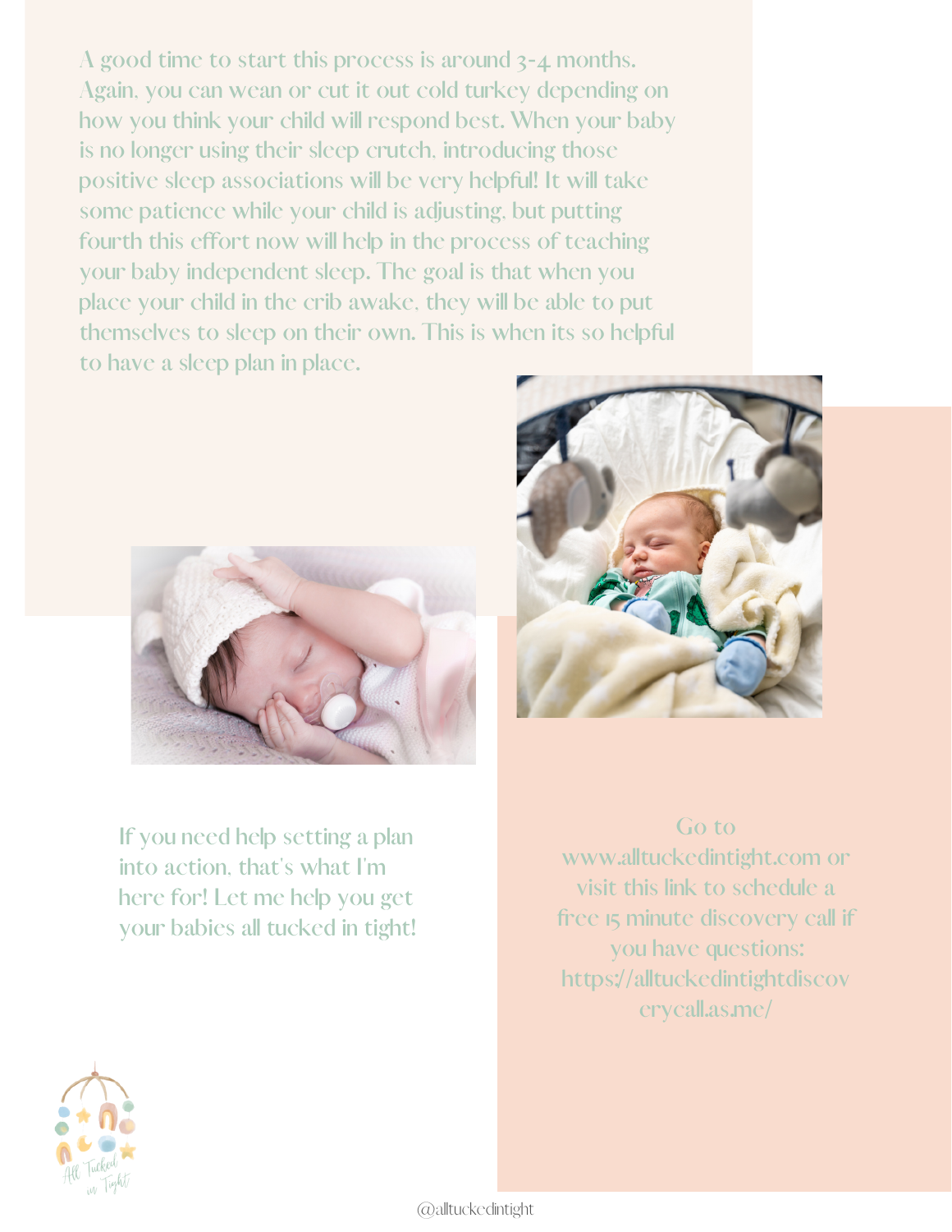A good time to start this process is around 3-4 months. Again, you can wean or cut it out cold turkey depending on how you think your child will respond best. When your baby is no longer using their sleep crutch, introducing those positive sleep associations will be very helpful! It will take some patience while your child is adjusting, but putting fourth this effort now will help in the process of teaching your baby independent sleep. The goal is that when you place your child in the crib awake, they will be able to put themselves to sleep on their own. This is when its so helpful to have a sleep plan in place.

If you need help setting a plan into action, that's what I'm here for! Let me help you get your babies all tucked in tight!

Go to www.alltuckedintight.com or visit this link to schedule a free 15 minute discovery call if you have questions: https://alltuckedintightdiscoverycall.as.me/

@alltuckedintight